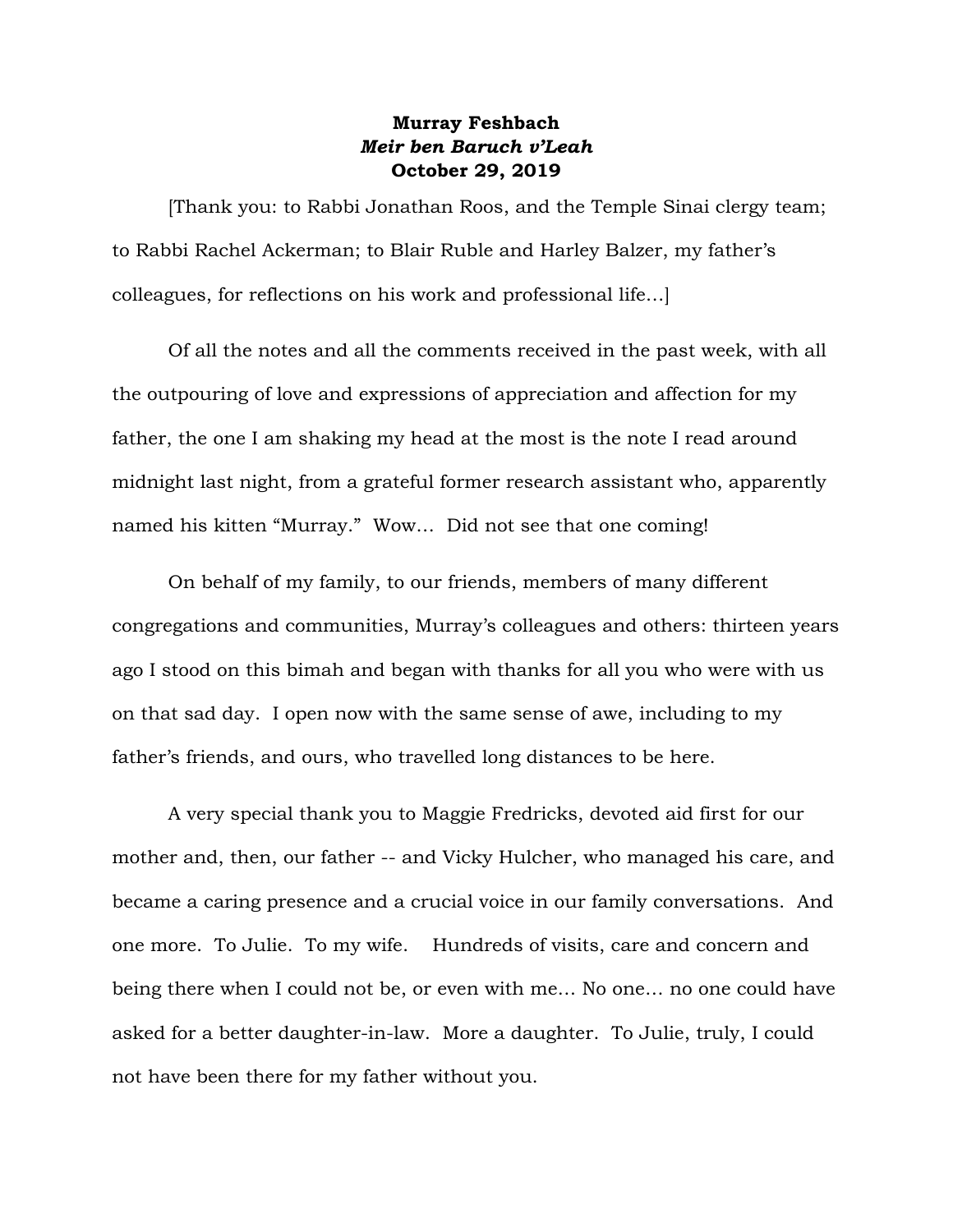**Murray Feshbach**
***Meir ben Baruch v'Leah***
**October 29, 2019**

[Thank you: to Rabbi Jonathan Roos, and the Temple Sinai clergy team; to Rabbi Rachel Ackerman; to Blair Ruble and Harley Balzer, my father's colleagues, for reflections on his work and professional life…]

Of all the notes and all the comments received in the past week, with all the outpouring of love and expressions of appreciation and affection for my father, the one I am shaking my head at the most is the note I read around midnight last night, from a grateful former research assistant who, apparently named his kitten "Murray." Wow… Did not see that one coming!

On behalf of my family, to our friends, members of many different congregations and communities, Murray's colleagues and others: thirteen years ago I stood on this bimah and began with thanks for all you who were with us on that sad day. I open now with the same sense of awe, including to my father's friends, and ours, who travelled long distances to be here.

A very special thank you to Maggie Fredricks, devoted aid first for our mother and, then, our father -- and Vicky Hulcher, who managed his care, and became a caring presence and a crucial voice in our family conversations. And one more. To Julie. To my wife. Hundreds of visits, care and concern and being there when I could not be, or even with me… No one… no one could have asked for a better daughter-in-law. More a daughter. To Julie, truly, I could not have been there for my father without you.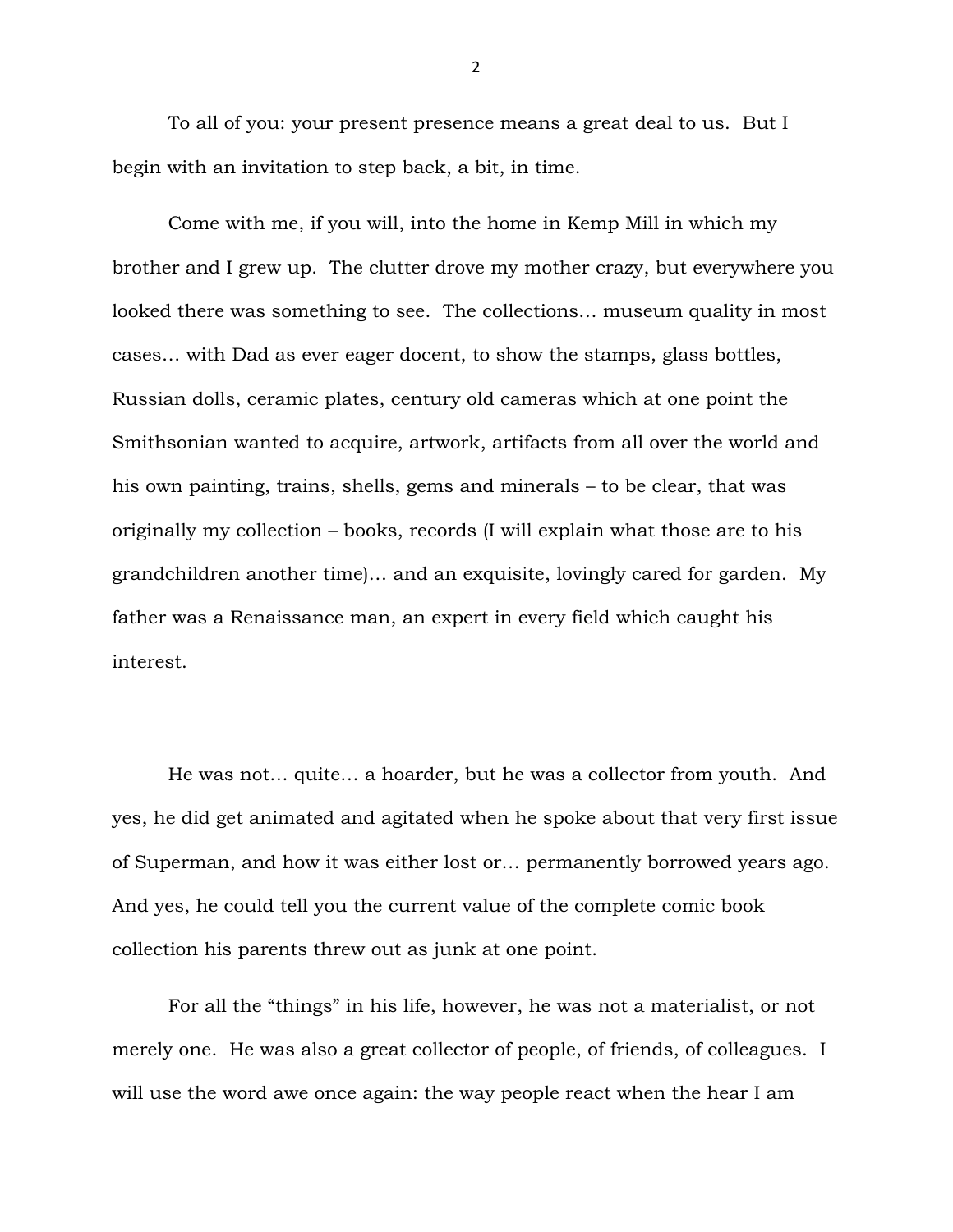To all of you: your present presence means a great deal to us. But I begin with an invitation to step back, a bit, in time.

Come with me, if you will, into the home in Kemp Mill in which my brother and I grew up. The clutter drove my mother crazy, but everywhere you looked there was something to see. The collections… museum quality in most cases… with Dad as ever eager docent, to show the stamps, glass bottles, Russian dolls, ceramic plates, century old cameras which at one point the Smithsonian wanted to acquire, artwork, artifacts from all over the world and his own painting, trains, shells, gems and minerals – to be clear, that was originally my collection – books, records (I will explain what those are to his grandchildren another time)… and an exquisite, lovingly cared for garden. My father was a Renaissance man, an expert in every field which caught his interest.

He was not… quite… a hoarder, but he was a collector from youth. And yes, he did get animated and agitated when he spoke about that very first issue of Superman, and how it was either lost or… permanently borrowed years ago. And yes, he could tell you the current value of the complete comic book collection his parents threw out as junk at one point.

For all the "things" in his life, however, he was not a materialist, or not merely one. He was also a great collector of people, of friends, of colleagues. I will use the word awe once again: the way people react when the hear I am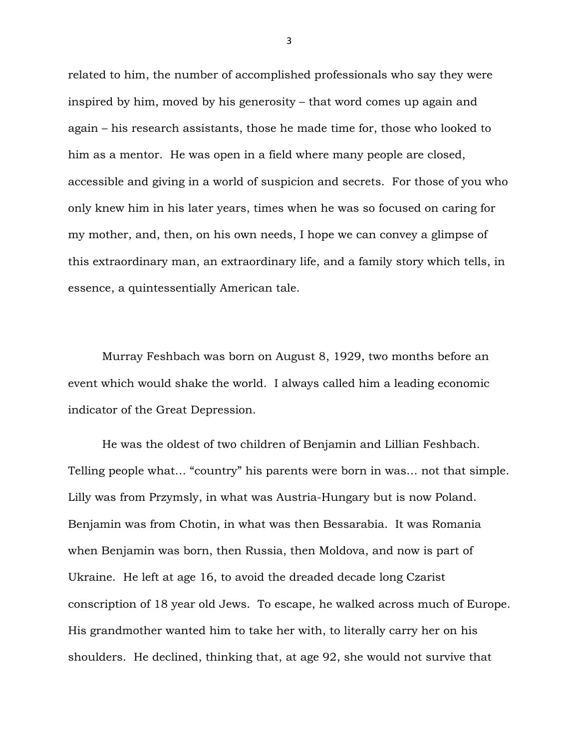related to him, the number of accomplished professionals who say they were inspired by him, moved by his generosity – that word comes up again and again – his research assistants, those he made time for, those who looked to him as a mentor. He was open in a field where many people are closed, accessible and giving in a world of suspicion and secrets. For those of you who only knew him in his later years, times when he was so focused on caring for my mother, and, then, on his own needs, I hope we can convey a glimpse of this extraordinary man, an extraordinary life, and a family story which tells, in essence, a quintessentially American tale.

Murray Feshbach was born on August 8, 1929, two months before an event which would shake the world. I always called him a leading economic indicator of the Great Depression.

He was the oldest of two children of Benjamin and Lillian Feshbach. Telling people what… "country" his parents were born in was… not that simple. Lilly was from Przymsly, in what was Austria-Hungary but is now Poland. Benjamin was from Chotin, in what was then Bessarabia. It was Romania when Benjamin was born, then Russia, then Moldova, and now is part of Ukraine. He left at age 16, to avoid the dreaded decade long Czarist conscription of 18 year old Jews. To escape, he walked across much of Europe. His grandmother wanted him to take her with, to literally carry her on his shoulders. He declined, thinking that, at age 92, she would not survive that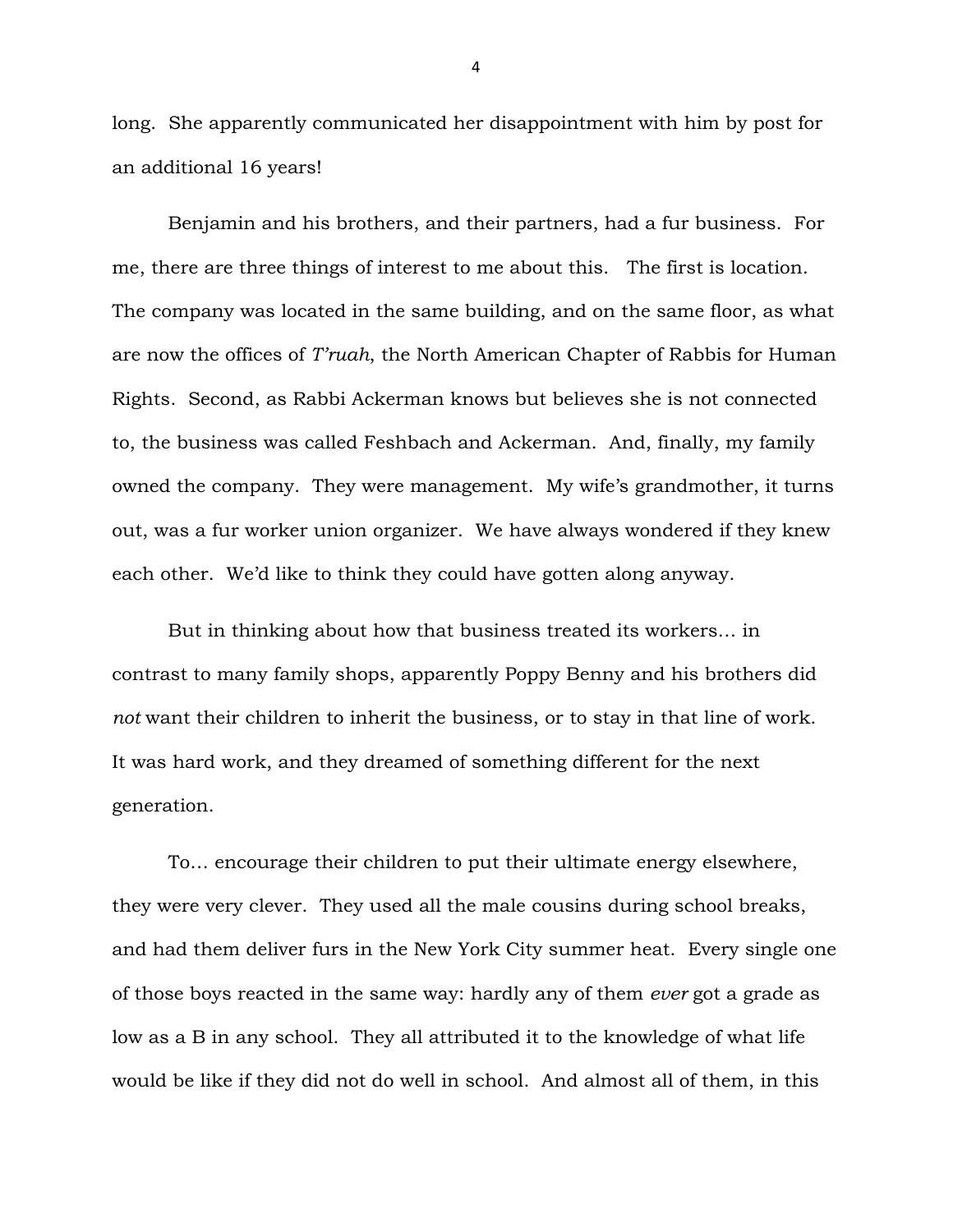long. She apparently communicated her disappointment with him by post for an additional 16 years!

Benjamin and his brothers, and their partners, had a fur business. For me, there are three things of interest to me about this. The first is location. The company was located in the same building, and on the same floor, as what are now the offices of *T'ruah*, the North American Chapter of Rabbis for Human Rights. Second, as Rabbi Ackerman knows but believes she is not connected to, the business was called Feshbach and Ackerman. And, finally, my family owned the company. They were management. My wife's grandmother, it turns out, was a fur worker union organizer. We have always wondered if they knew each other. We'd like to think they could have gotten along anyway.

But in thinking about how that business treated its workers… in contrast to many family shops, apparently Poppy Benny and his brothers did *not* want their children to inherit the business, or to stay in that line of work. It was hard work, and they dreamed of something different for the next generation.

To… encourage their children to put their ultimate energy elsewhere, they were very clever. They used all the male cousins during school breaks, and had them deliver furs in the New York City summer heat. Every single one of those boys reacted in the same way: hardly any of them *ever* got a grade as low as a B in any school. They all attributed it to the knowledge of what life would be like if they did not do well in school. And almost all of them, in this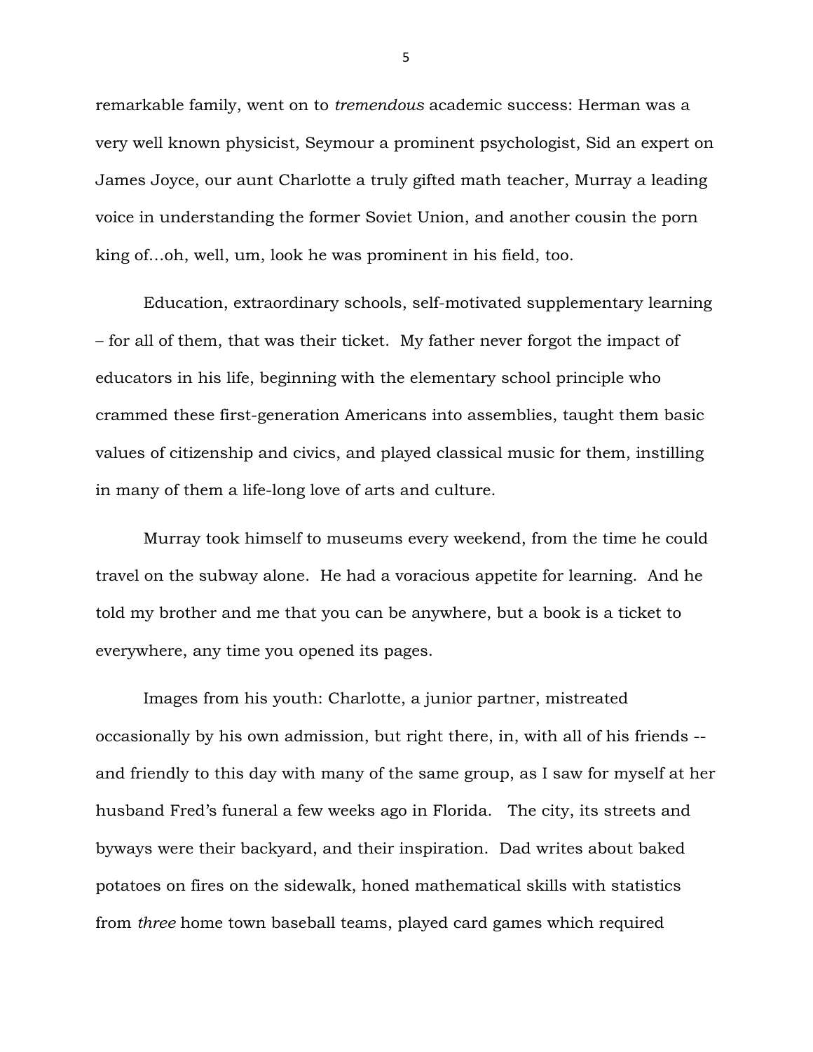remarkable family, went on to *tremendous* academic success: Herman was a very well known physicist, Seymour a prominent psychologist, Sid an expert on James Joyce, our aunt Charlotte a truly gifted math teacher, Murray a leading voice in understanding the former Soviet Union, and another cousin the porn king of…oh, well, um, look he was prominent in his field, too.

Education, extraordinary schools, self-motivated supplementary learning – for all of them, that was their ticket. My father never forgot the impact of educators in his life, beginning with the elementary school principle who crammed these first-generation Americans into assemblies, taught them basic values of citizenship and civics, and played classical music for them, instilling in many of them a life-long love of arts and culture.

Murray took himself to museums every weekend, from the time he could travel on the subway alone. He had a voracious appetite for learning. And he told my brother and me that you can be anywhere, but a book is a ticket to everywhere, any time you opened its pages.

Images from his youth: Charlotte, a junior partner, mistreated occasionally by his own admission, but right there, in, with all of his friends -- and friendly to this day with many of the same group, as I saw for myself at her husband Fred's funeral a few weeks ago in Florida. The city, its streets and byways were their backyard, and their inspiration. Dad writes about baked potatoes on fires on the sidewalk, honed mathematical skills with statistics from *three* home town baseball teams, played card games which required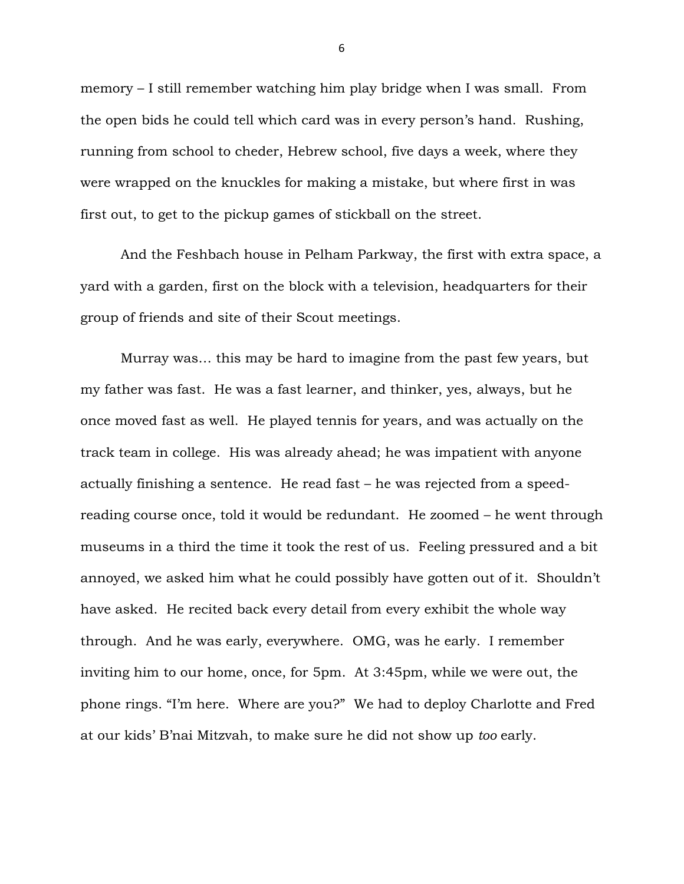memory – I still remember watching him play bridge when I was small. From the open bids he could tell which card was in every person's hand. Rushing, running from school to cheder, Hebrew school, five days a week, where they were wrapped on the knuckles for making a mistake, but where first in was first out, to get to the pickup games of stickball on the street.

And the Feshbach house in Pelham Parkway, the first with extra space, a yard with a garden, first on the block with a television, headquarters for their group of friends and site of their Scout meetings.

Murray was… this may be hard to imagine from the past few years, but my father was fast. He was a fast learner, and thinker, yes, always, but he once moved fast as well. He played tennis for years, and was actually on the track team in college. His was already ahead; he was impatient with anyone actually finishing a sentence. He read fast – he was rejected from a speed-reading course once, told it would be redundant. He zoomed – he went through museums in a third the time it took the rest of us. Feeling pressured and a bit annoyed, we asked him what he could possibly have gotten out of it. Shouldn't have asked. He recited back every detail from every exhibit the whole way through. And he was early, everywhere. OMG, was he early. I remember inviting him to our home, once, for 5pm. At 3:45pm, while we were out, the phone rings. "I'm here. Where are you?" We had to deploy Charlotte and Fred at our kids' B'nai Mitzvah, to make sure he did not show up *too* early.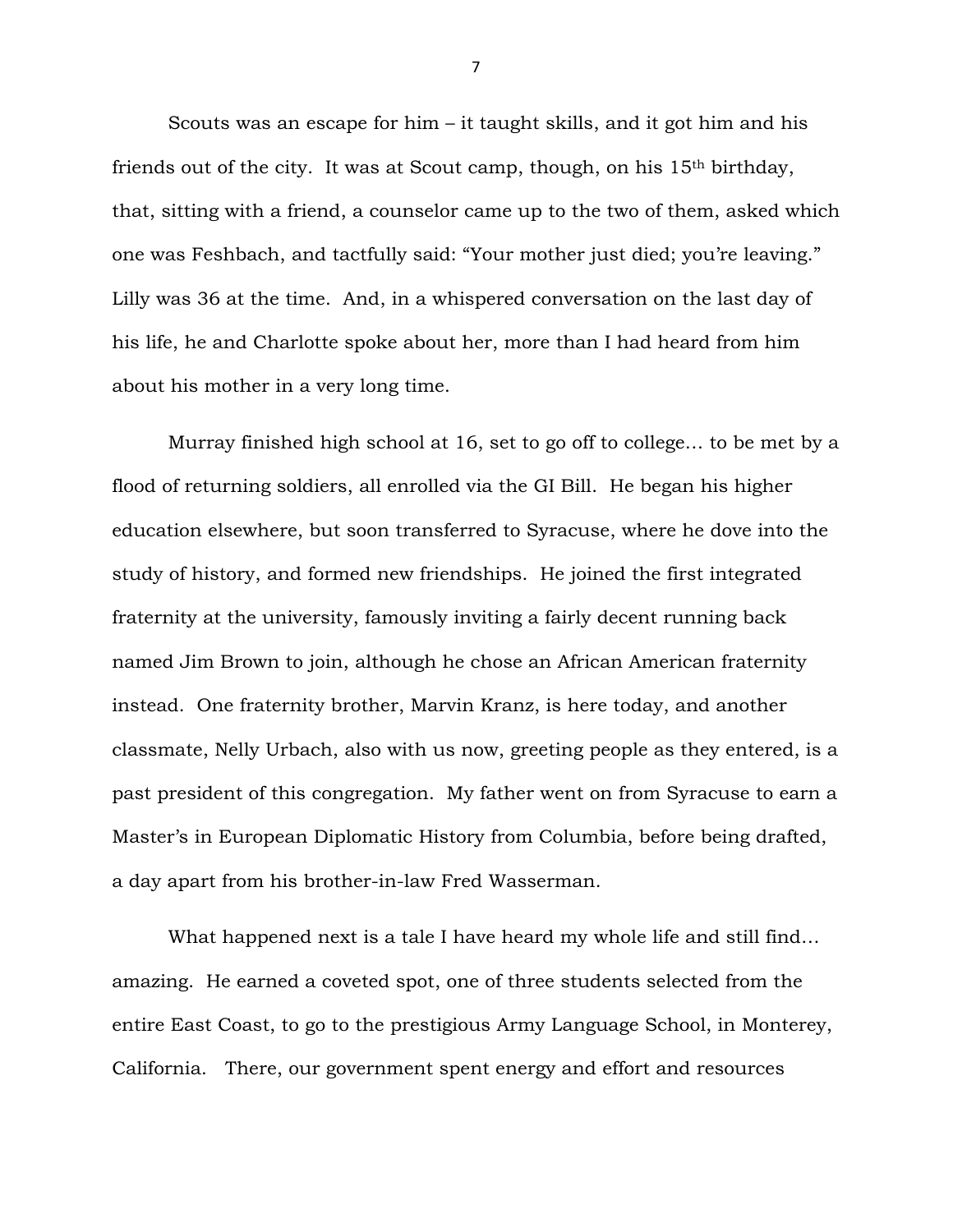Scouts was an escape for him – it taught skills, and it got him and his friends out of the city. It was at Scout camp, though, on his 15th birthday, that, sitting with a friend, a counselor came up to the two of them, asked which one was Feshbach, and tactfully said: "Your mother just died; you're leaving." Lilly was 36 at the time. And, in a whispered conversation on the last day of his life, he and Charlotte spoke about her, more than I had heard from him about his mother in a very long time.

Murray finished high school at 16, set to go off to college… to be met by a flood of returning soldiers, all enrolled via the GI Bill. He began his higher education elsewhere, but soon transferred to Syracuse, where he dove into the study of history, and formed new friendships. He joined the first integrated fraternity at the university, famously inviting a fairly decent running back named Jim Brown to join, although he chose an African American fraternity instead. One fraternity brother, Marvin Kranz, is here today, and another classmate, Nelly Urbach, also with us now, greeting people as they entered, is a past president of this congregation. My father went on from Syracuse to earn a Master's in European Diplomatic History from Columbia, before being drafted, a day apart from his brother-in-law Fred Wasserman.

What happened next is a tale I have heard my whole life and still find… amazing. He earned a coveted spot, one of three students selected from the entire East Coast, to go to the prestigious Army Language School, in Monterey, California. There, our government spent energy and effort and resources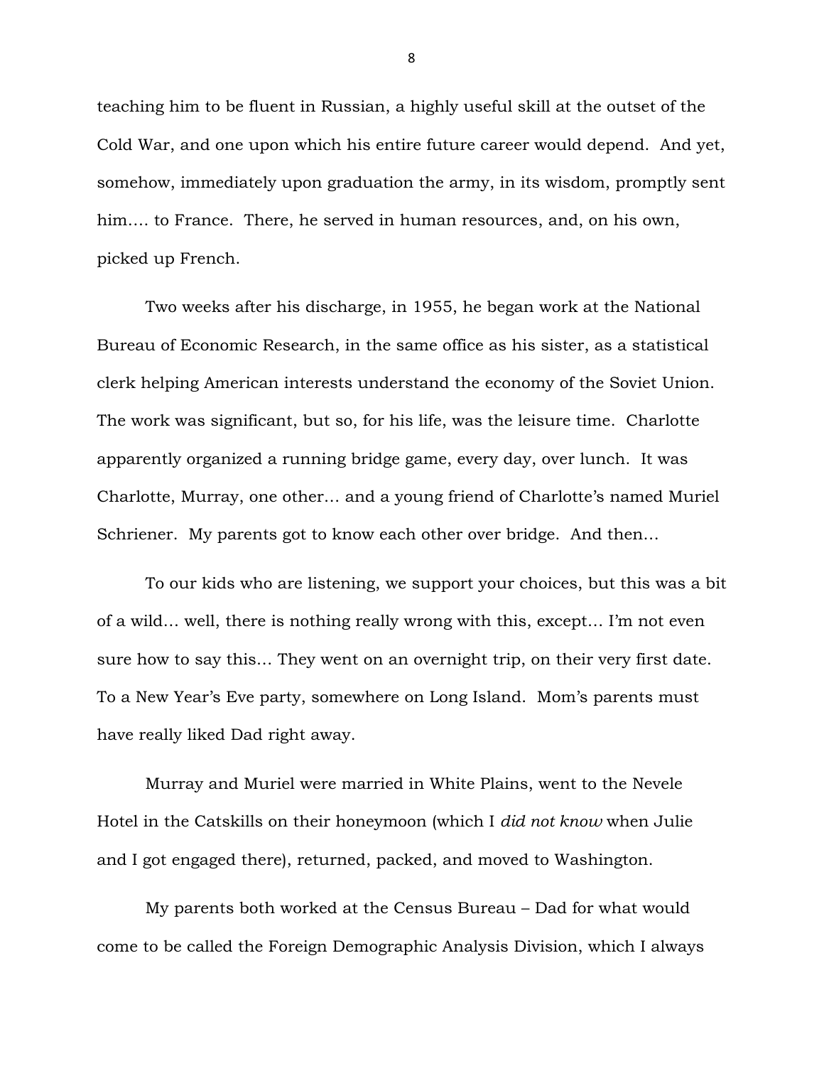teaching him to be fluent in Russian, a highly useful skill at the outset of the Cold War, and one upon which his entire future career would depend. And yet, somehow, immediately upon graduation the army, in its wisdom, promptly sent him…. to France. There, he served in human resources, and, on his own, picked up French.

Two weeks after his discharge, in 1955, he began work at the National Bureau of Economic Research, in the same office as his sister, as a statistical clerk helping American interests understand the economy of the Soviet Union. The work was significant, but so, for his life, was the leisure time. Charlotte apparently organized a running bridge game, every day, over lunch. It was Charlotte, Murray, one other… and a young friend of Charlotte's named Muriel Schriener. My parents got to know each other over bridge. And then…

To our kids who are listening, we support your choices, but this was a bit of a wild… well, there is nothing really wrong with this, except… I'm not even sure how to say this… They went on an overnight trip, on their very first date. To a New Year's Eve party, somewhere on Long Island. Mom's parents must have really liked Dad right away.

Murray and Muriel were married in White Plains, went to the Nevele Hotel in the Catskills on their honeymoon (which I *did not know* when Julie and I got engaged there), returned, packed, and moved to Washington.

My parents both worked at the Census Bureau – Dad for what would come to be called the Foreign Demographic Analysis Division, which I always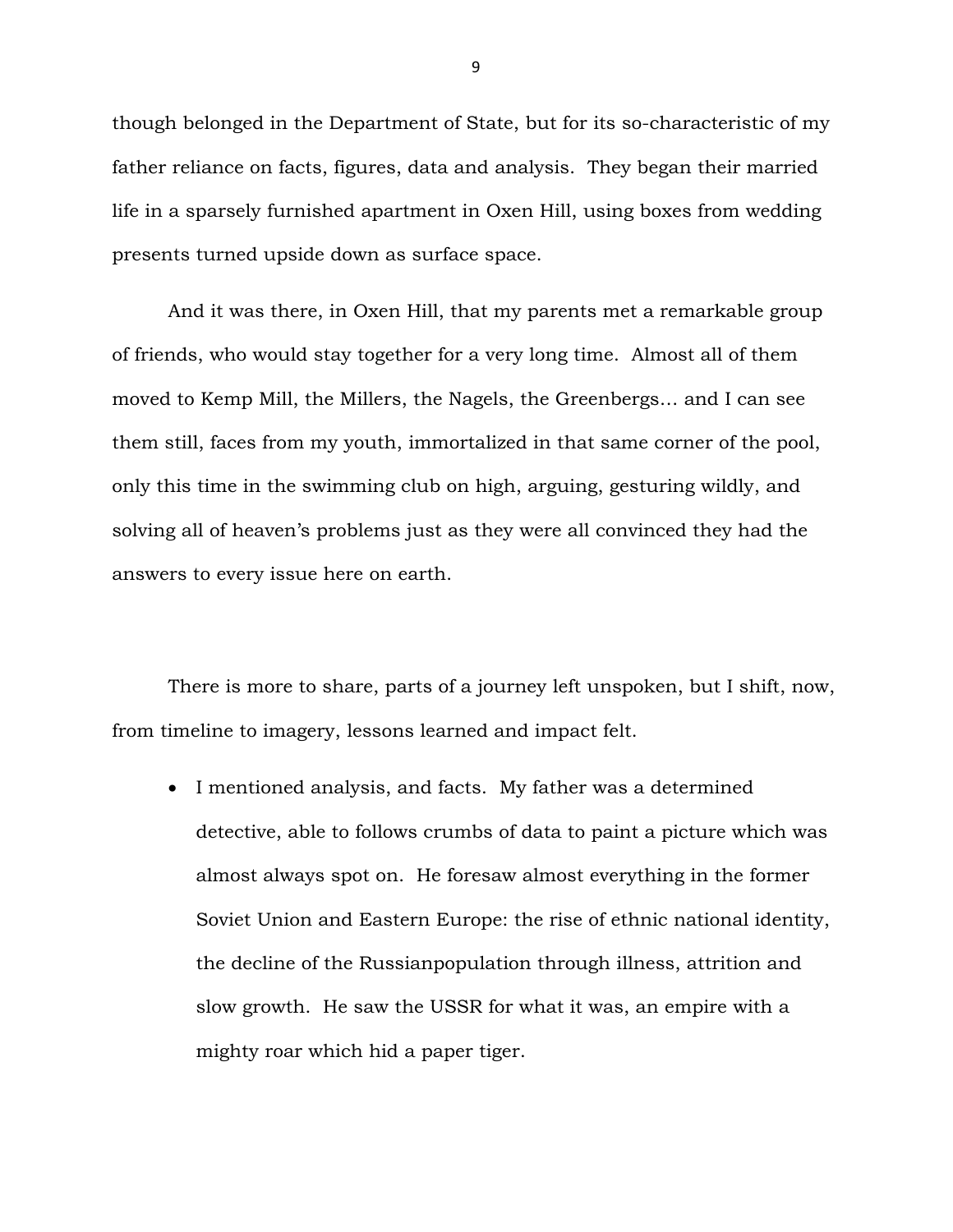though belonged in the Department of State, but for its so-characteristic of my father reliance on facts, figures, data and analysis. They began their married life in a sparsely furnished apartment in Oxen Hill, using boxes from wedding presents turned upside down as surface space.

And it was there, in Oxen Hill, that my parents met a remarkable group of friends, who would stay together for a very long time. Almost all of them moved to Kemp Mill, the Millers, the Nagels, the Greenbergs… and I can see them still, faces from my youth, immortalized in that same corner of the pool, only this time in the swimming club on high, arguing, gesturing wildly, and solving all of heaven's problems just as they were all convinced they had the answers to every issue here on earth.

There is more to share, parts of a journey left unspoken, but I shift, now, from timeline to imagery, lessons learned and impact felt.

- I mentioned analysis, and facts. My father was a determined detective, able to follows crumbs of data to paint a picture which was almost always spot on. He foresaw almost everything in the former Soviet Union and Eastern Europe: the rise of ethnic national identity, the decline of the Russianpopulation through illness, attrition and slow growth. He saw the USSR for what it was, an empire with a mighty roar which hid a paper tiger.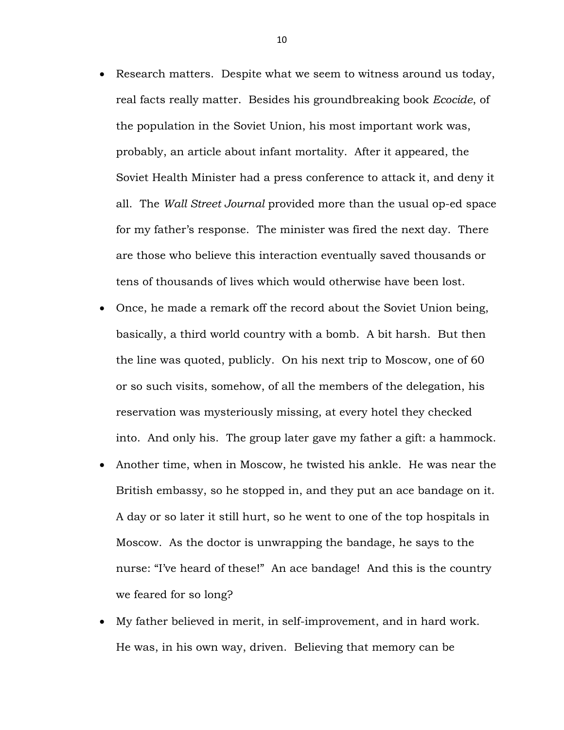- Research matters. Despite what we seem to witness around us today, real facts really matter. Besides his groundbreaking book *Ecocide*, of the population in the Soviet Union, his most important work was, probably, an article about infant mortality. After it appeared, the Soviet Health Minister had a press conference to attack it, and deny it all. The *Wall Street Journal* provided more than the usual op-ed space for my father's response. The minister was fired the next day. There are those who believe this interaction eventually saved thousands or tens of thousands of lives which would otherwise have been lost.
- Once, he made a remark off the record about the Soviet Union being, basically, a third world country with a bomb. A bit harsh. But then the line was quoted, publicly. On his next trip to Moscow, one of 60 or so such visits, somehow, of all the members of the delegation, his reservation was mysteriously missing, at every hotel they checked into. And only his. The group later gave my father a gift: a hammock.
- Another time, when in Moscow, he twisted his ankle. He was near the British embassy, so he stopped in, and they put an ace bandage on it. A day or so later it still hurt, so he went to one of the top hospitals in Moscow. As the doctor is unwrapping the bandage, he says to the nurse: "I've heard of these!" An ace bandage! And this is the country we feared for so long?
- My father believed in merit, in self-improvement, and in hard work. He was, in his own way, driven. Believing that memory can be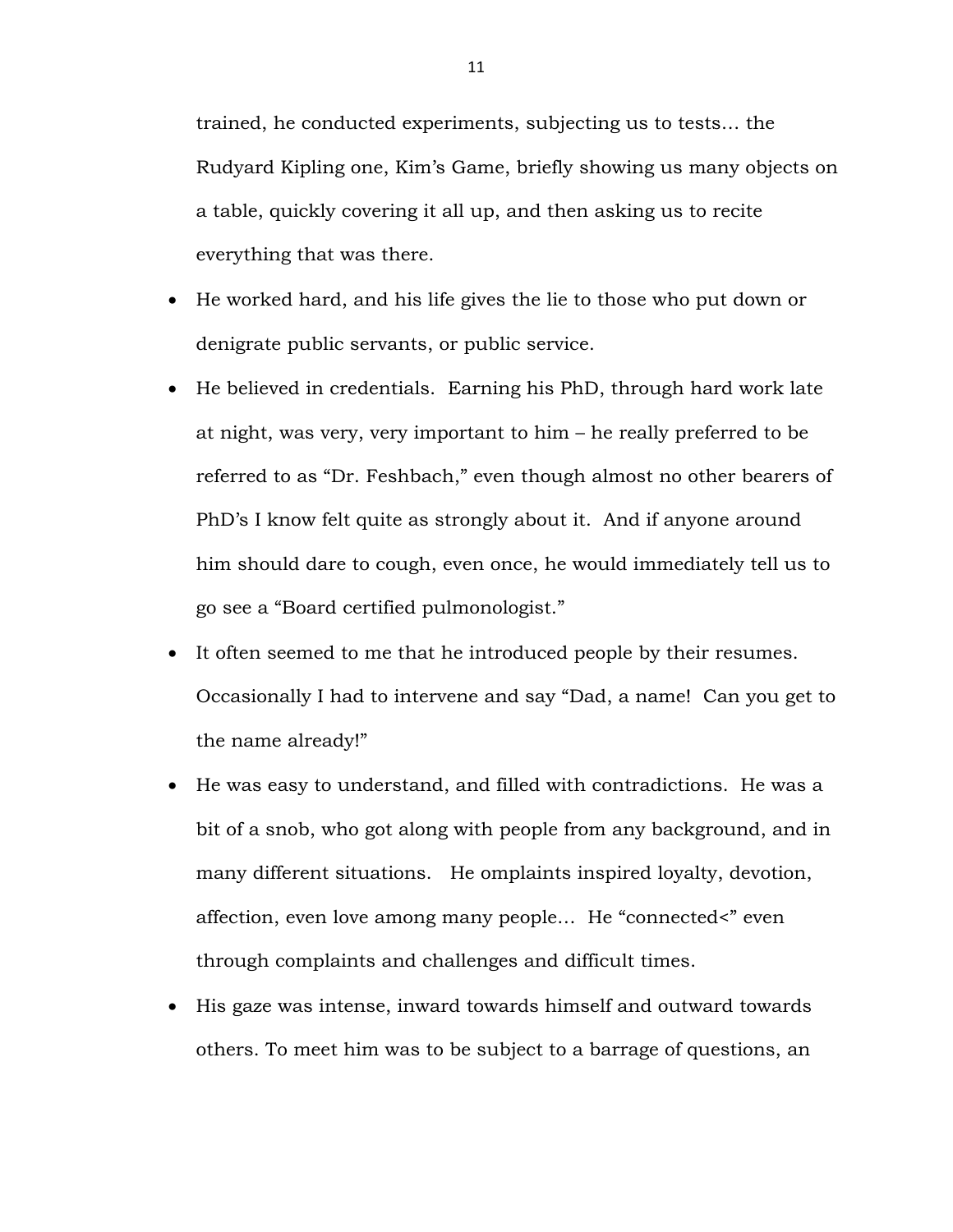trained, he conducted experiments, subjecting us to tests… the Rudyard Kipling one, Kim's Game, briefly showing us many objects on a table, quickly covering it all up, and then asking us to recite everything that was there.

- He worked hard, and his life gives the lie to those who put down or denigrate public servants, or public service.
- He believed in credentials. Earning his PhD, through hard work late at night, was very, very important to him – he really preferred to be referred to as "Dr. Feshbach," even though almost no other bearers of PhD's I know felt quite as strongly about it. And if anyone around him should dare to cough, even once, he would immediately tell us to go see a "Board certified pulmonologist."
- It often seemed to me that he introduced people by their resumes. Occasionally I had to intervene and say "Dad, a name! Can you get to the name already!"
- He was easy to understand, and filled with contradictions. He was a bit of a snob, who got along with people from any background, and in many different situations. He omplaints inspired loyalty, devotion, affection, even love among many people… He "connected<" even through complaints and challenges and difficult times.
- His gaze was intense, inward towards himself and outward towards others. To meet him was to be subject to a barrage of questions, an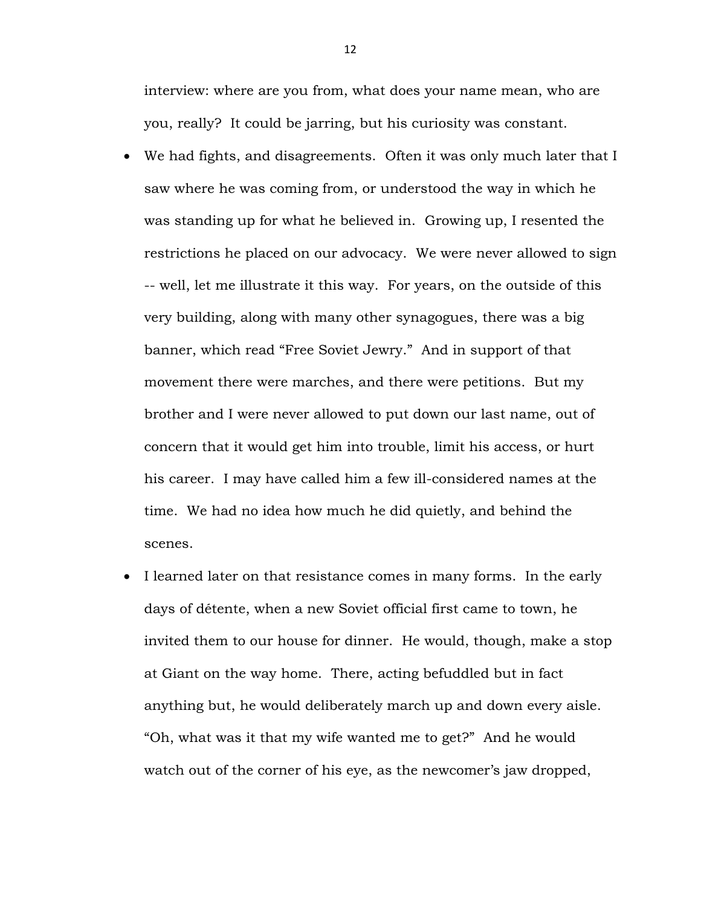interview: where are you from, what does your name mean, who are you, really? It could be jarring, but his curiosity was constant.

- We had fights, and disagreements. Often it was only much later that I saw where he was coming from, or understood the way in which he was standing up for what he believed in. Growing up, I resented the restrictions he placed on our advocacy. We were never allowed to sign -- well, let me illustrate it this way. For years, on the outside of this very building, along with many other synagogues, there was a big banner, which read "Free Soviet Jewry." And in support of that movement there were marches, and there were petitions. But my brother and I were never allowed to put down our last name, out of concern that it would get him into trouble, limit his access, or hurt his career. I may have called him a few ill-considered names at the time. We had no idea how much he did quietly, and behind the scenes.
- I learned later on that resistance comes in many forms. In the early days of détente, when a new Soviet official first came to town, he invited them to our house for dinner. He would, though, make a stop at Giant on the way home. There, acting befuddled but in fact anything but, he would deliberately march up and down every aisle. "Oh, what was it that my wife wanted me to get?" And he would watch out of the corner of his eye, as the newcomer's jaw dropped,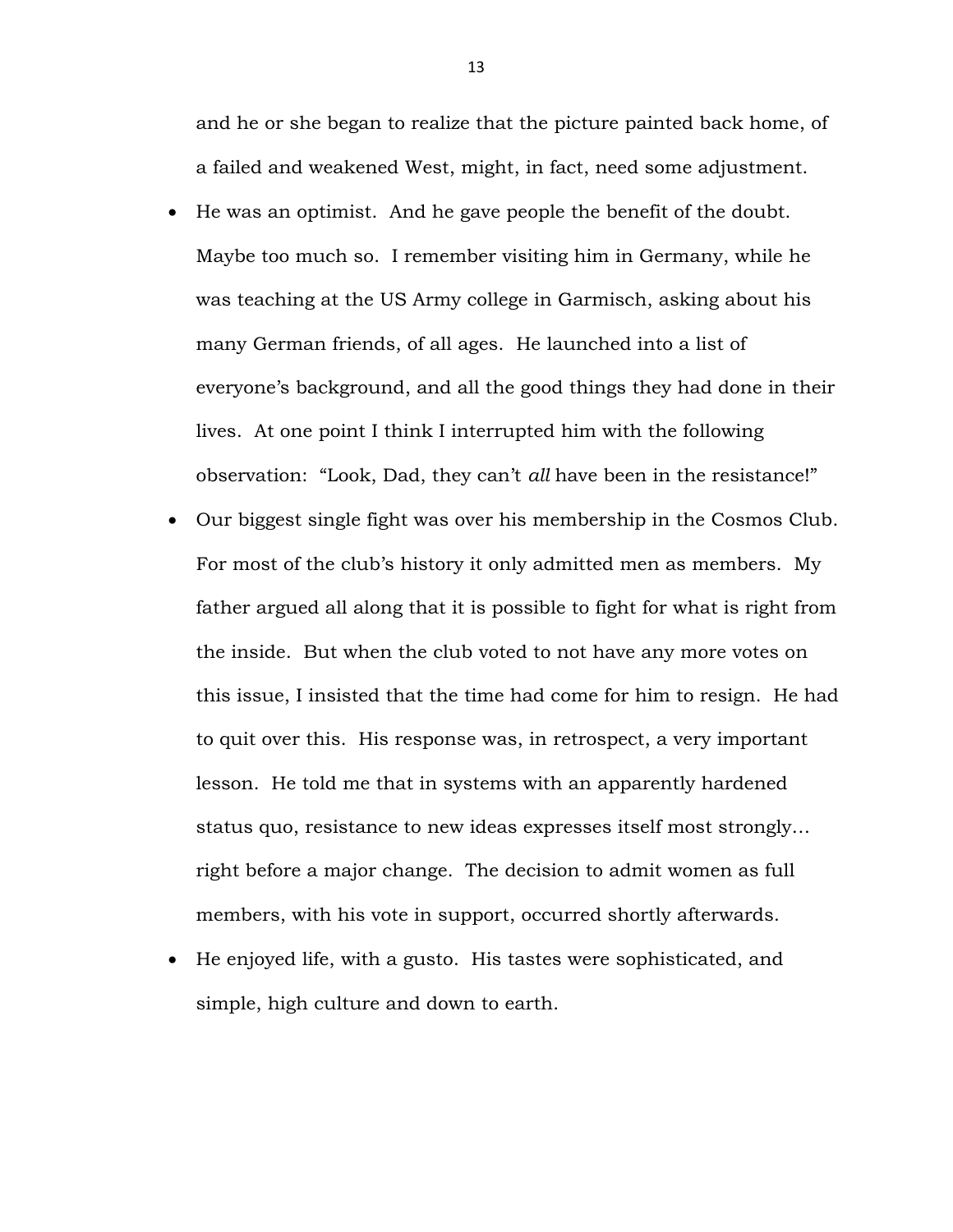and he or she began to realize that the picture painted back home, of a failed and weakened West, might, in fact, need some adjustment.

- He was an optimist. And he gave people the benefit of the doubt. Maybe too much so. I remember visiting him in Germany, while he was teaching at the US Army college in Garmisch, asking about his many German friends, of all ages. He launched into a list of everyone's background, and all the good things they had done in their lives. At one point I think I interrupted him with the following observation: "Look, Dad, they can't *all* have been in the resistance!"
- Our biggest single fight was over his membership in the Cosmos Club. For most of the club's history it only admitted men as members. My father argued all along that it is possible to fight for what is right from the inside. But when the club voted to not have any more votes on this issue, I insisted that the time had come for him to resign. He had to quit over this. His response was, in retrospect, a very important lesson. He told me that in systems with an apparently hardened status quo, resistance to new ideas expresses itself most strongly… right before a major change. The decision to admit women as full members, with his vote in support, occurred shortly afterwards.
- He enjoyed life, with a gusto. His tastes were sophisticated, and simple, high culture and down to earth.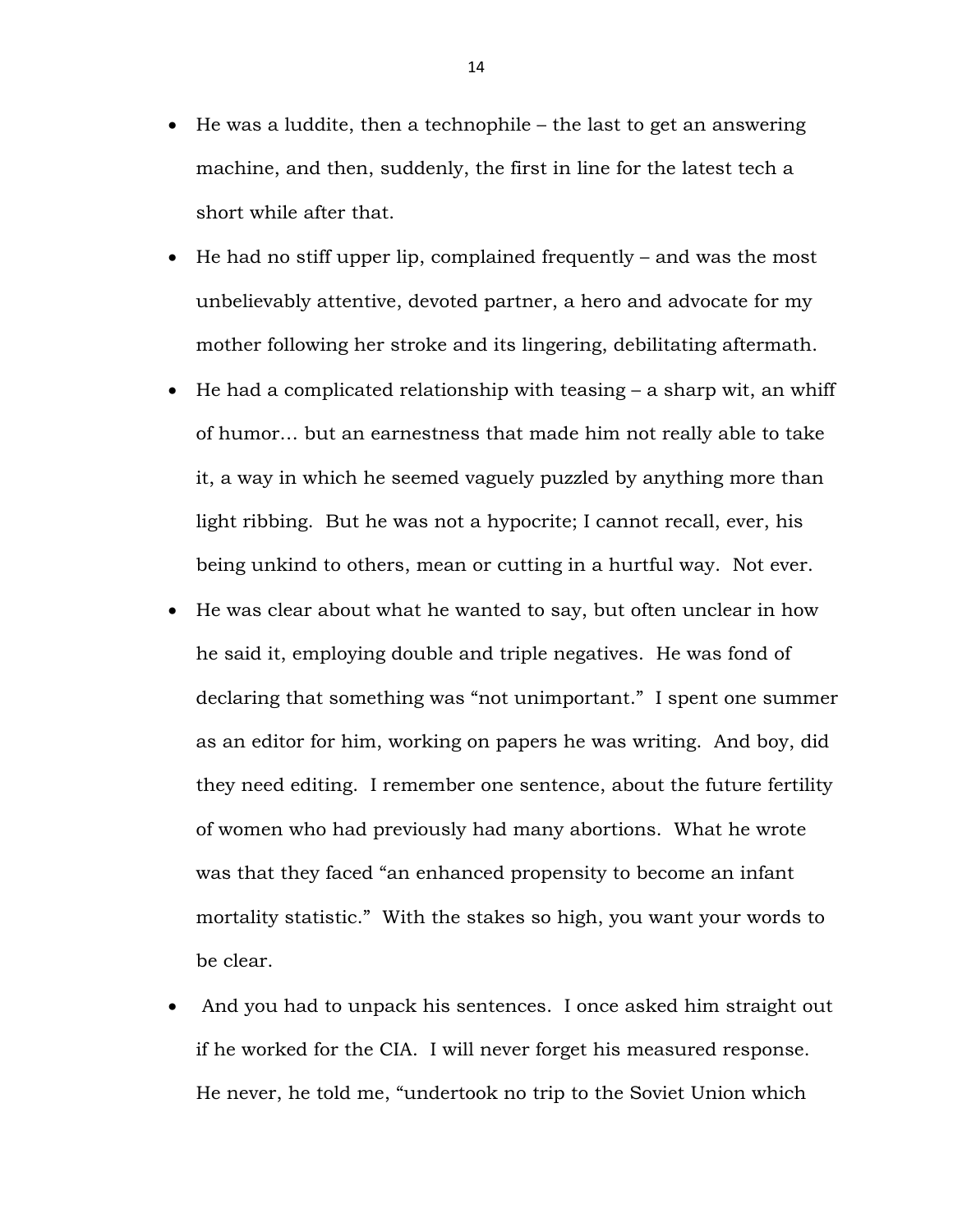- He was a luddite, then a technophile – the last to get an answering machine, and then, suddenly, the first in line for the latest tech a short while after that.
- He had no stiff upper lip, complained frequently – and was the most unbelievably attentive, devoted partner, a hero and advocate for my mother following her stroke and its lingering, debilitating aftermath.
- He had a complicated relationship with teasing – a sharp wit, an whiff of humor… but an earnestness that made him not really able to take it, a way in which he seemed vaguely puzzled by anything more than light ribbing. But he was not a hypocrite; I cannot recall, ever, his being unkind to others, mean or cutting in a hurtful way. Not ever.
- He was clear about what he wanted to say, but often unclear in how he said it, employing double and triple negatives. He was fond of declaring that something was "not unimportant." I spent one summer as an editor for him, working on papers he was writing. And boy, did they need editing. I remember one sentence, about the future fertility of women who had previously had many abortions. What he wrote was that they faced "an enhanced propensity to become an infant mortality statistic." With the stakes so high, you want your words to be clear.
- And you had to unpack his sentences. I once asked him straight out if he worked for the CIA. I will never forget his measured response. He never, he told me, "undertook no trip to the Soviet Union which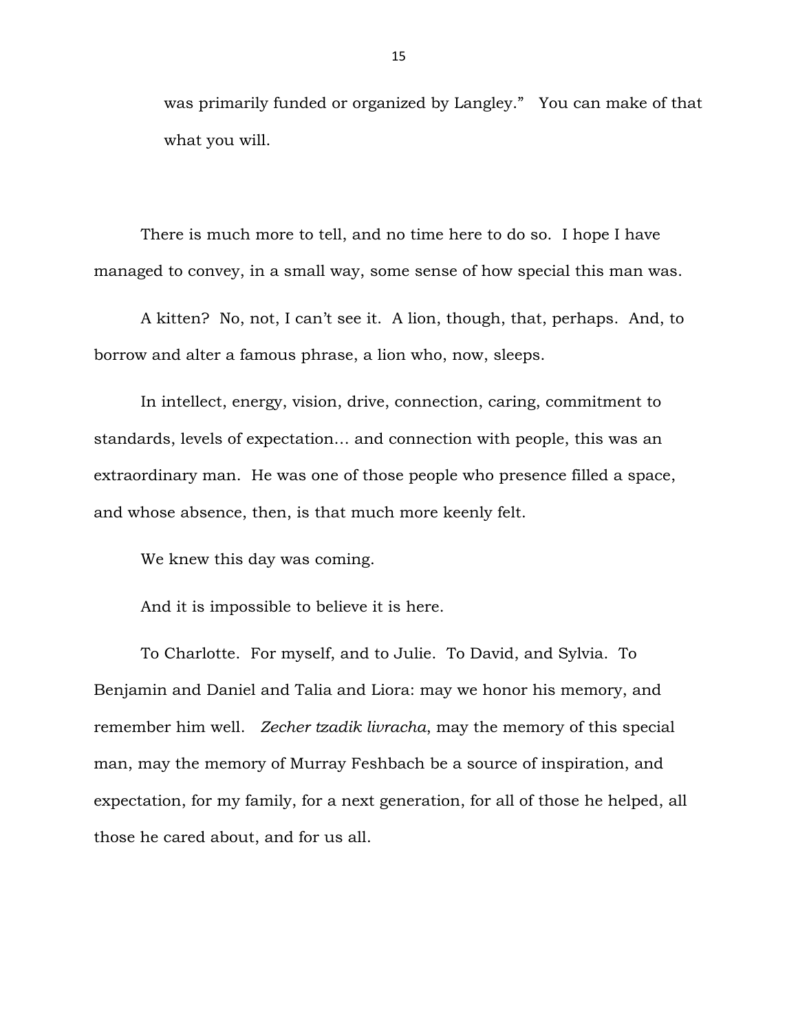was primarily funded or organized by Langley."  You can make of that what you will.

There is much more to tell, and no time here to do so.  I hope I have managed to convey, in a small way, some sense of how special this man was.

A kitten?  No, not, I can't see it.  A lion, though, that, perhaps.  And, to borrow and alter a famous phrase, a lion who, now, sleeps.

In intellect, energy, vision, drive, connection, caring, commitment to standards, levels of expectation… and connection with people, this was an extraordinary man.  He was one of those people who presence filled a space, and whose absence, then, is that much more keenly felt.

We knew this day was coming.

And it is impossible to believe it is here.

To Charlotte.  For myself, and to Julie.  To David, and Sylvia.  To Benjamin and Daniel and Talia and Liora: may we honor his memory, and remember him well.  *Zecher tzadik livracha*, may the memory of this special man, may the memory of Murray Feshbach be a source of inspiration, and expectation, for my family, for a next generation, for all of those he helped, all those he cared about, and for us all.